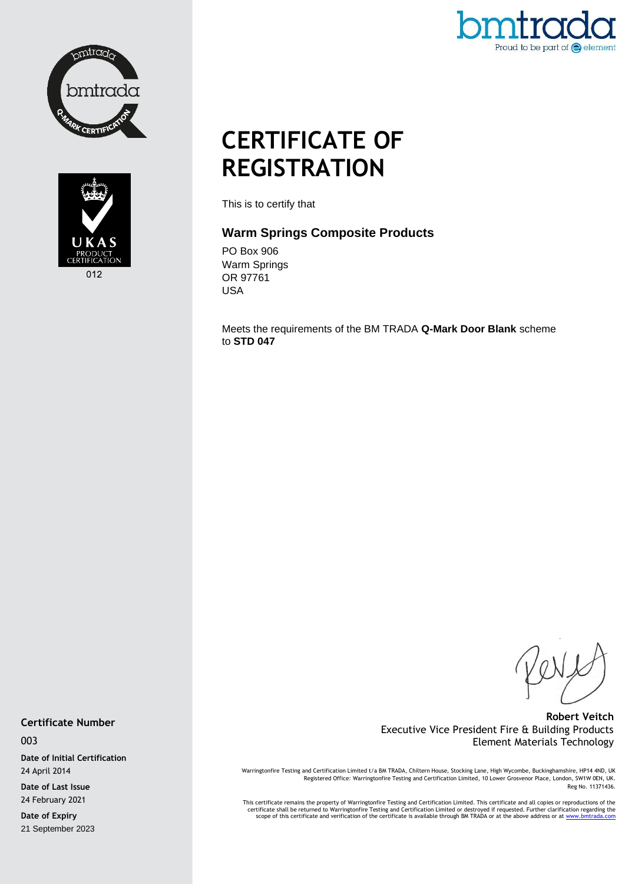# CERTIFICATE OF REGISTRATION

This is to certify that

## Warm Springs Composite Products

PO Box 906
Warm Springs
OR 97761
USA

Meets the requirements of the BM TRADA **Q-Mark Door Blank** scheme to **STD 047**

**Robert Veitch**
Executive Vice President Fire & Building Products
Element Materials Technology

**Certificate Number**
003

**Date of Initial Certification**
24 April 2014

**Date of Last Issue**
24 February 2021

**Date of Expiry**
21 September 2023

Warringtonfire Testing and Certification Limited t/a BM TRADA, Chiltern House, Stocking Lane, High Wycombe, Buckinghamshire, HP14 4ND, UK
Registered Office: Warringtonfire Testing and Certification Limited, 10 Lower Grosvenor Place, London, SW1W 0EN, UK.
Reg No. 11371436.

This certificate remains the property of Warringtonfire Testing and Certification Limited. This certificate and all copies or reproductions of the certificate shall be returned to Warringtonfire Testing and Certification Limited or destroyed if requested. Further clarification regarding the scope of this certificate and verification of the certificate is available through BM TRADA or at the above address or at www.bmtrada.com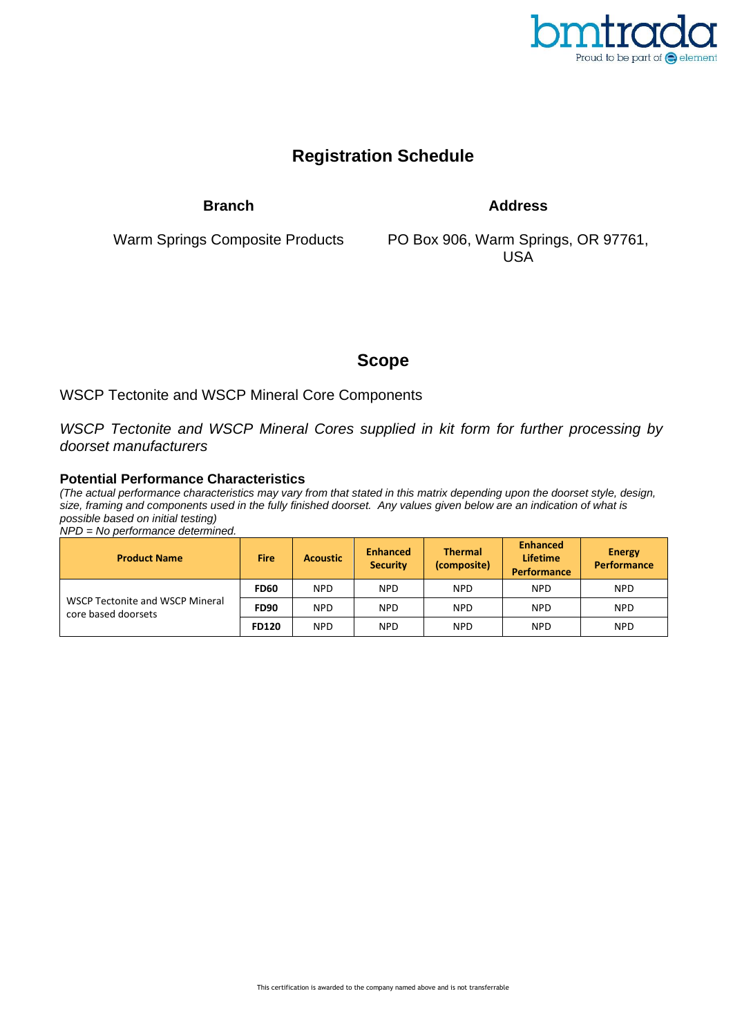# Registration Schedule

| Branch | Address |
|---|---|
| Warm Springs Composite Products | PO Box 906, Warm Springs, OR 97761, USA |

## Scope

WSCP Tectonite and WSCP Mineral Core Components

*WSCP Tectonite and WSCP Mineral Cores supplied in kit form for further processing by doorset manufacturers*

### Potential Performance Characteristics

*(The actual performance characteristics may vary from that stated in this matrix depending upon the doorset style, design, size, framing and components used in the fully finished doorset. Any values given below are an indication of what is possible based on initial testing)*

*NPD = No performance determined.*

| Product Name | Fire | Acoustic | Enhanced Security | Thermal (composite) | Enhanced Lifetime Performance | Energy Performance |
|---|---|---|---|---|---|---|
| WSCP Tectonite and WSCP Mineral core based doorsets | **FD60** | NPD | NPD | NPD | NPD | NPD |
| | **FD90** | NPD | NPD | NPD | NPD | NPD |
| | **FD120** | NPD | NPD | NPD | NPD | NPD |

This certification is awarded to the company named above and is not transferrable